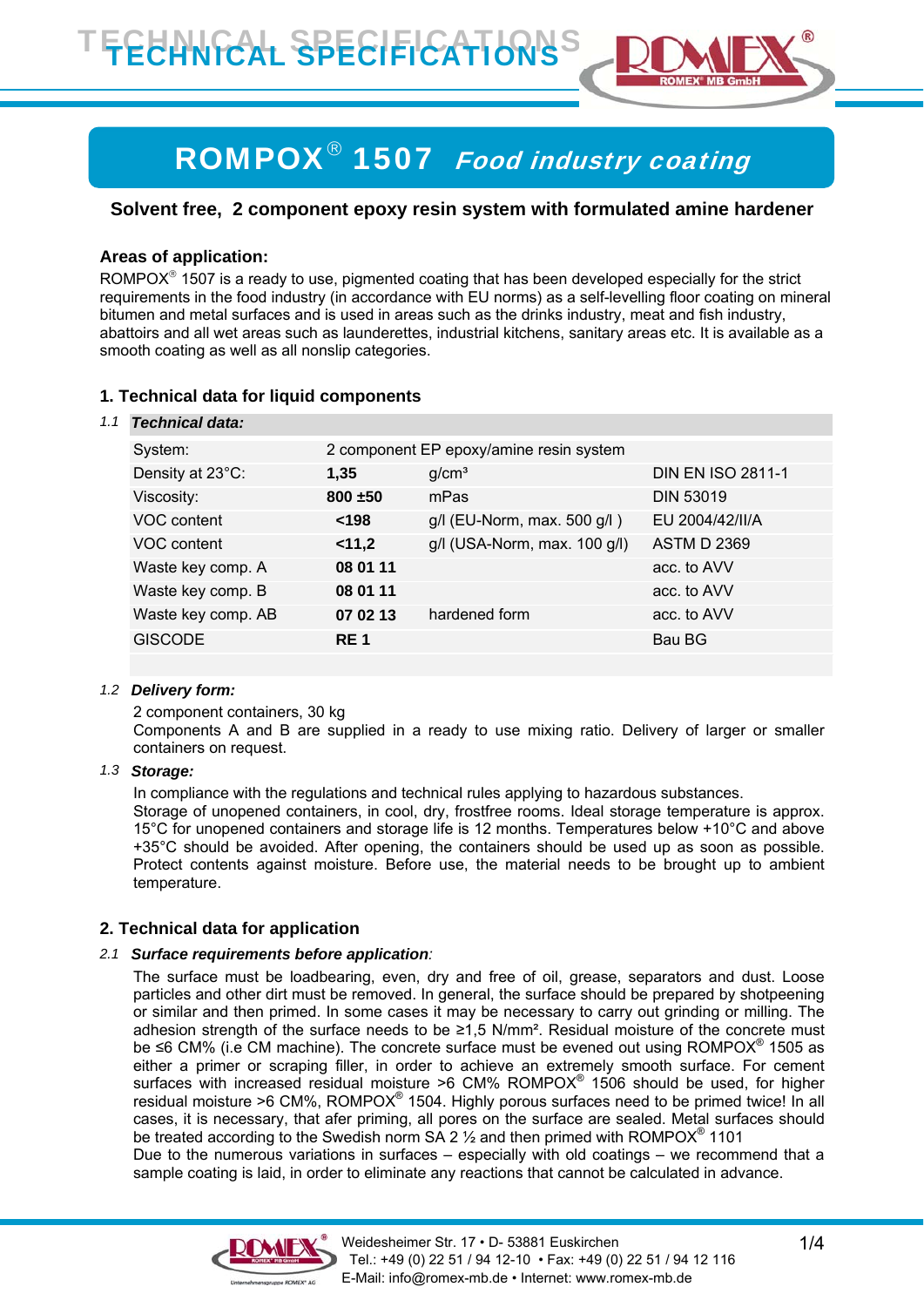# TECHNICAL SPECIFICATIONS

## ROMPOX® 1507 *Food industry coating*

**Solvent free, 2 component epoxy resin system with formulated amine hardener**

### Areas of application:

ROMPOX® 1507 is a ready to use, pigmented coating that has been developed especially for the strict requirements in the food industry (in accordance with EU norms) as a self-levelling floor coating on mineral bitumen and metal surfaces and is used in areas such as the drinks industry, meat and fish industry, abattoirs and all wet areas such as launderettes, industrial kitchens, sanitary areas etc. It is available as a smooth coating as well as all nonslip categories.

### 1. Technical data for liquid components

*1.1* ***Technical data:***

| System: | 2 component EP epoxy/amine resin system | | |
|---|---|---|---|
| Density at 23°C: | **1,35** | g/cm³ | DIN EN ISO 2811-1 |
| Viscosity: | **800 ±50** | mPas | DIN 53019 |
| VOC content | **<198** | g/l (EU-Norm, max. 500 g/l ) | EU 2004/42/II/A |
| VOC content | **<11,2** | g/l (USA-Norm, max. 100 g/l) | ASTM D 2369 |
| Waste key comp. A | **08 01 11** | | acc. to AVV |
| Waste key comp. B | **08 01 11** | | acc. to AVV |
| Waste key comp. AB | **07 02 13** | hardened form | acc. to AVV |
| GISCODE | **RE 1** | | Bau BG |

*1.2* ***Delivery form:***

2 component containers, 30 kg
Components A and B are supplied in a ready to use mixing ratio. Delivery of larger or smaller containers on request.

*1.3* ***Storage:***

In compliance with the regulations and technical rules applying to hazardous substances.
Storage of unopened containers, in cool, dry, frostfree rooms. Ideal storage temperature is approx. 15°C for unopened containers and storage life is 12 months. Temperatures below +10°C and above +35°C should be avoided. After opening, the containers should be used up as soon as possible. Protect contents against moisture. Before use, the material needs to be brought up to ambient temperature.

### 2. Technical data for application

*2.1* ***Surface requirements before application****:*

The surface must be loadbearing, even, dry and free of oil, grease, separators and dust. Loose particles and other dirt must be removed. In general, the surface should be prepared by shotpeening or similar and then primed. In some cases it may be necessary to carry out grinding or milling. The adhesion strength of the surface needs to be ≥1,5 N/mm². Residual moisture of the concrete must be ≤6 CM% (i.e CM machine). The concrete surface must be evened out using ROMPOX® 1505 as either a primer or scraping filler, in order to achieve an extremely smooth surface. For cement surfaces with increased residual moisture >6 CM% ROMPOX® 1506 should be used, for higher residual moisture >6 CM%, ROMPOX® 1504. Highly porous surfaces need to be primed twice! In all cases, it is necessary, that afer priming, all pores on the surface are sealed. Metal surfaces should be treated according to the Swedish norm SA 2 ½ and then primed with ROMPOX® 1101
Due to the numerous variations in surfaces – especially with old coatings – we recommend that a sample coating is laid, in order to eliminate any reactions that cannot be calculated in advance.

Weidesheimer Str. 17 • D- 53881 Euskirchen
Tel.: +49 (0) 22 51 / 94 12-10 • Fax: +49 (0) 22 51 / 94 12 116
E-Mail: info@romex-mb.de • Internet: www.romex-mb.de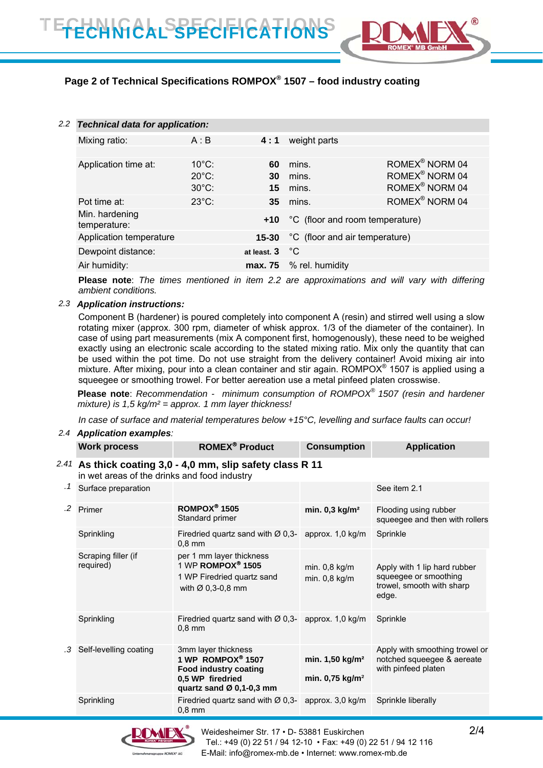### Page 2 of Technical Specifications ROMPOX® 1507 – food industry coating

#### 2.2 *Technical data for application:*

| | | | | |
|---|---|---|---|---|
| Mixing ratio: | A : B | **4 : 1** | weight parts | |
| Application time at: | 10°C: | **60** | mins. | ROMEX® NORM 04 |
| | 20°C: | **30** | mins. | ROMEX® NORM 04 |
| | 30°C: | **15** | mins. | ROMEX® NORM 04 |
| Pot time at: | 23°C: | **35** | mins. | ROMEX® NORM 04 |
| Min. hardening temperature: | | **+10** | °C (floor and room temperature) | |
| Application temperature | | **15-30** | °C (floor and air temperature) | |
| Dewpoint distance: | | **at least. 3** | °C | |
| Air humidity: | | **max. 75** | % rel. humidity | |

**Please note**: *The times mentioned in item 2.2 are approximations and will vary with differing ambient conditions.*

#### 2.3 *Application instructions:*

Component B (hardener) is poured completely into component A (resin) and stirred well using a slow rotating mixer (approx. 300 rpm, diameter of whisk approx. 1/3 of the diameter of the container). In case of using part measurements (mix A component first, homogenously), these need to be weighed exactly using an electronic scale according to the stated mixing ratio. Mix only the quantity that can be used within the pot time. Do not use straight from the delivery container! Avoid mixing air into mixture. After mixing, pour into a clean container and stir again. ROMPOX® 1507 is applied using a squeegee or smoothing trowel. For better aeration use a metal pinfeed platen crosswise.

**Please note**: *Recommendation - minimum consumption of ROMPOX® 1507 (resin and hardener mixture) is 1,5 kg/m² = approx. 1 mm layer thickness!*

*In case of surface and material temperatures below +15°C, levelling and surface faults can occur!*

#### 2.4 *Application examples:*

| | Work process | ROMEX® Product | Consumption | Application |
|---|---|---|---|---|
| 2.41 | **As thick coating 3,0 - 4,0 mm, slip safety class R 11** in wet areas of the drinks and food industry | | | |
| .1 | Surface preparation | | | See item 2.1 |
| .2 | Primer | **ROMPOX® 1505** Standard primer | **min. 0,3 kg/m²** | Flooding using rubber squeegee and then with rollers |
| | Sprinkling | Firedried quartz sand with Ø 0,3-0,8 mm | approx. 1,0 kg/m | Sprinkle |
| | Scraping filler (if required) | per 1 mm layer thickness 1 WP **ROMPOX® 1505** 1 WP Firedried quartz sand with Ø 0,3-0,8 mm | min. 0,8 kg/m min. 0,8 kg/m | Apply with 1 lip hard rubber squeegee or smoothing trowel, smooth with sharp edge. |
| | Sprinkling | Firedried quartz sand with Ø 0,3-0,8 mm | approx. 1,0 kg/m | Sprinkle |
| .3 | Self-levelling coating | 3mm layer thickness **1 WP ROMPOX® 1507 Food industry coating 0,5 WP firedried quartz sand Ø 0,1-0,3 mm** | **min. 1,50 kg/m²** **min. 0,75 kg/m²** | Apply with smoothing trowel or notched squeegee & aereate with pinfeed platen |
| | Sprinkling | Firedried quartz sand with Ø 0,3-0,8 mm | approx. 3,0 kg/m | Sprinkle liberally |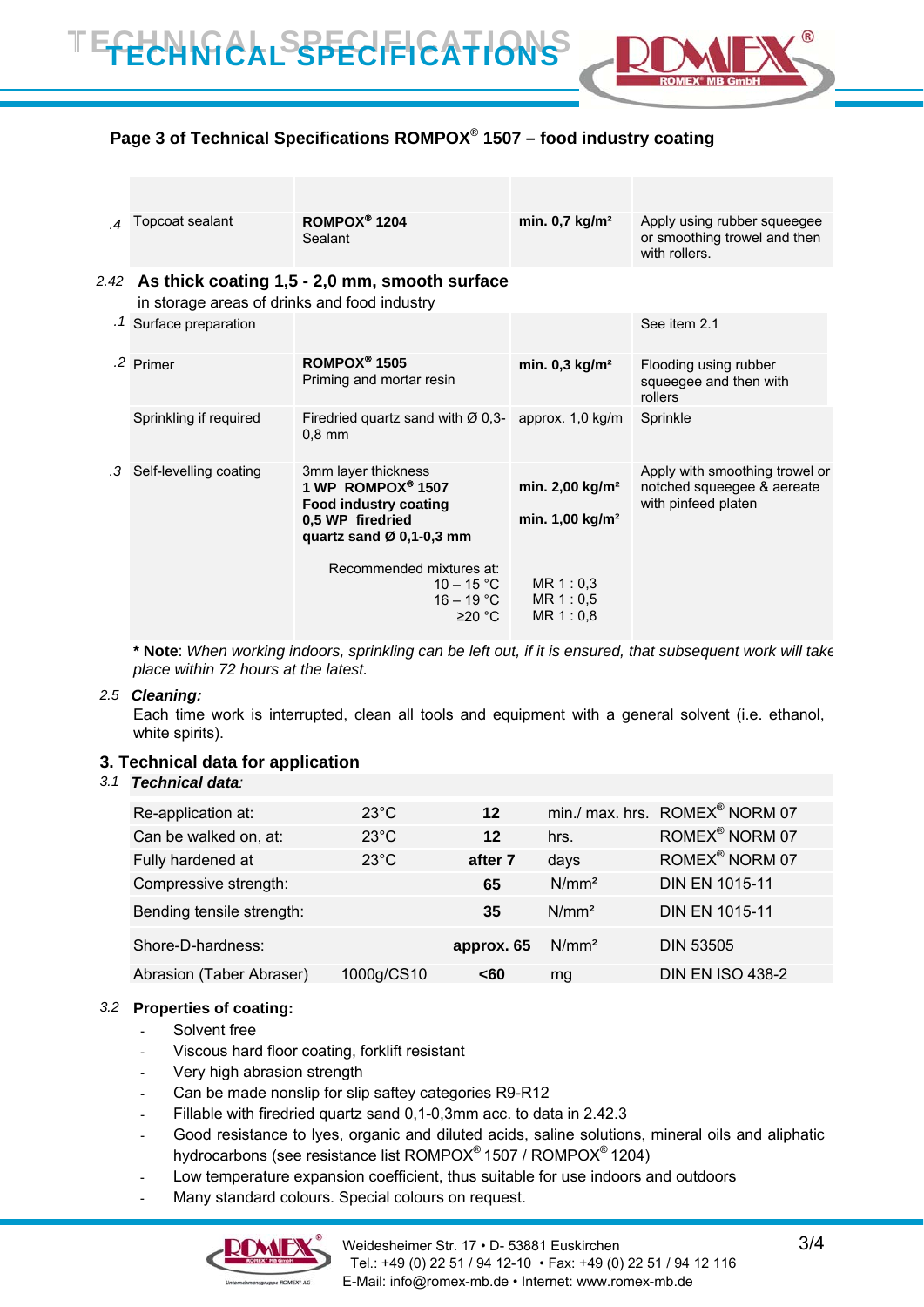## Page 3 of Technical Specifications ROMPOX® 1507 – food industry coating

| | | | | |
|---|---|---|---|---|
| .4 | Topcoat sealant | **ROMPOX® 1204** Sealant | **min. 0,7 kg/m²** | Apply using rubber squeegee or smoothing trowel and then with rollers. |

2.42 **As thick coating 1,5 - 2,0 mm, smooth surface**
in storage areas of drinks and food industry

| | | | | |
|---|---|---|---|---|
| .1 | Surface preparation | | | See item 2.1 |
| .2 | Primer | **ROMPOX® 1505** Priming and mortar resin | **min. 0,3 kg/m²** | Flooding using rubber squeegee and then with rollers |
| | Sprinkling if required | Firedried quartz sand with Ø 0,3-0,8 mm | approx. 1,0 kg/m | Sprinkle |
| .3 | Self-levelling coating | 3mm layer thickness **1 WP ROMPOX® 1507 Food industry coating 0,5 WP firedried quartz sand Ø 0,1-0,3 mm** | **min. 2,00 kg/m²** **min. 1,00 kg/m²** | Apply with smoothing trowel or notched squeegee & aereate with pinfeed platen |
| | | Recommended mixtures at: 10 – 15 °C | MR 1 : 0,3 | |
| | | 16 – 19 °C | MR 1 : 0,5 | |
| | | ≥20 °C | MR 1 : 0,8 | |

**\* Note**: *When working indoors, sprinkling can be left out, if it is ensured, that subsequent work will take place within 72 hours at the latest.*

2.5 ***Cleaning:***

Each time work is interrupted, clean all tools and equipment with a general solvent (i.e. ethanol, white spirits).

## 3. Technical data for application

3.1 ***Technical data:***

| | | | | |
|---|---|---|---|---|
| Re-application at: | 23°C | **12** | min./ max. hrs. | ROMEX® NORM 07 |
| Can be walked on, at: | 23°C | **12** | hrs. | ROMEX® NORM 07 |
| Fully hardened at | 23°C | **after 7** | days | ROMEX® NORM 07 |
| Compressive strength: | | **65** | N/mm² | DIN EN 1015-11 |
| Bending tensile strength: | | **35** | N/mm² | DIN EN 1015-11 |
| Shore-D-hardness: | | **approx. 65** | N/mm² | DIN 53505 |
| Abrasion (Taber Abraser) | 1000g/CS10 | **<60** | mg | DIN EN ISO 438-2 |

3.2 **Properties of coating:**

- Solvent free
- Viscous hard floor coating, forklift resistant
- Very high abrasion strength
- Can be made nonslip for slip saftey categories R9-R12
- Fillable with firedried quartz sand 0,1-0,3mm acc. to data in 2.42.3
- Good resistance to lyes, organic and diluted acids, saline solutions, mineral oils and aliphatic hydrocarbons (see resistance list ROMPOX® 1507 / ROMPOX® 1204)
- Low temperature expansion coefficient, thus suitable for use indoors and outdoors
- Many standard colours. Special colours on request.

Weidesheimer Str. 17 • D- 53881 Euskirchen
Tel.: +49 (0) 22 51 / 94 12-10 • Fax: +49 (0) 22 51 / 94 12 116
E-Mail: info@romex-mb.de • Internet: www.romex-mb.de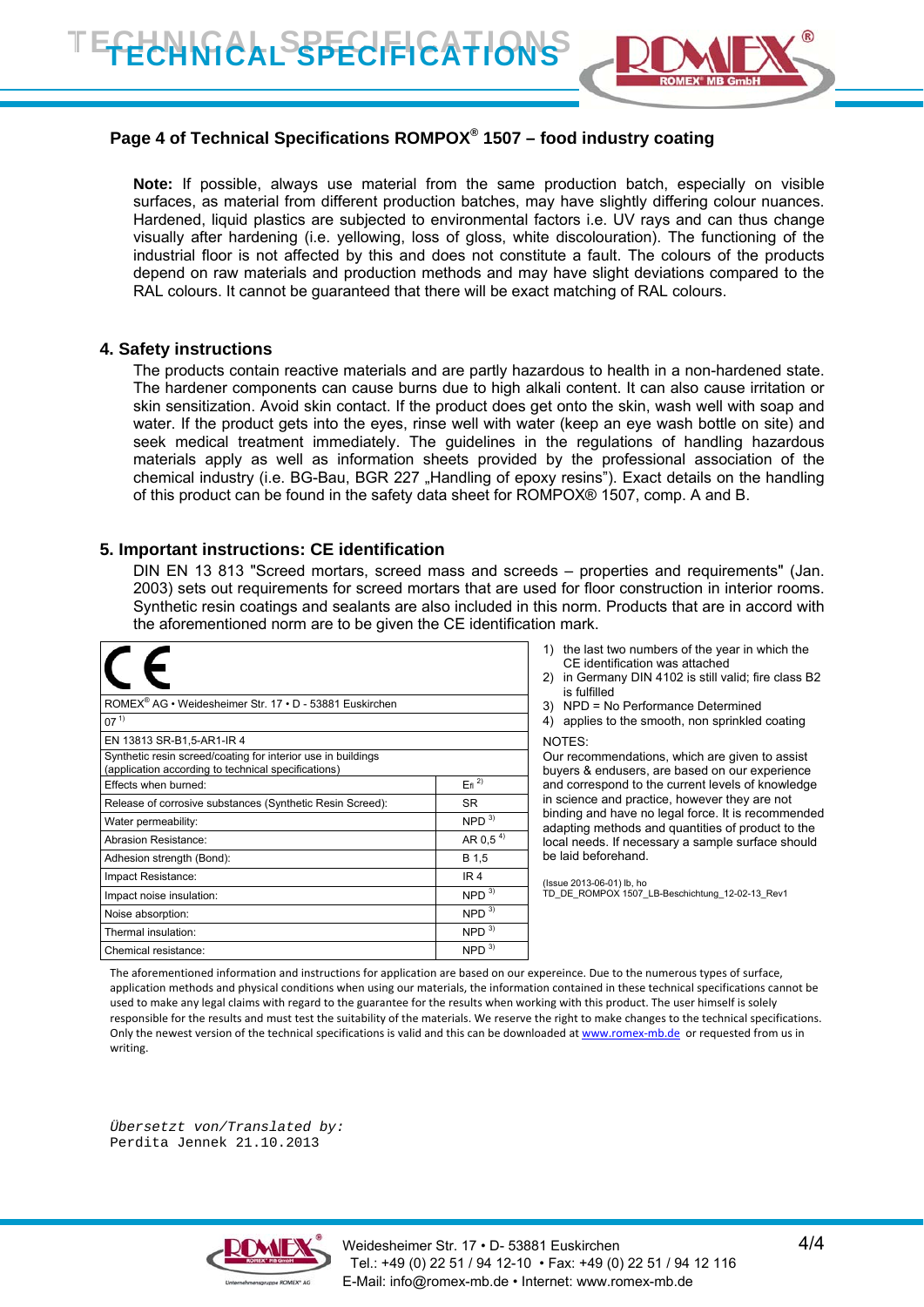## Page 4 of Technical Specifications ROMPOX® 1507 – food industry coating

**Note:** If possible, always use material from the same production batch, especially on visible surfaces, as material from different production batches, may have slightly differing colour nuances. Hardened, liquid plastics are subjected to environmental factors i.e. UV rays and can thus change visually after hardening (i.e. yellowing, loss of gloss, white discolouration). The functioning of the industrial floor is not affected by this and does not constitute a fault. The colours of the products depend on raw materials and production methods and may have slight deviations compared to the RAL colours. It cannot be guaranteed that there will be exact matching of RAL colours.

### 4. Safety instructions

The products contain reactive materials and are partly hazardous to health in a non-hardened state. The hardener components can cause burns due to high alkali content. It can also cause irritation or skin sensitization. Avoid skin contact. If the product does get onto the skin, wash well with soap and water. If the product gets into the eyes, rinse well with water (keep an eye wash bottle on site) and seek medical treatment immediately. The guidelines in the regulations of handling hazardous materials apply as well as information sheets provided by the professional association of the chemical industry (i.e. BG-Bau, BGR 227 „Handling of epoxy resins"). Exact details on the handling of this product can be found in the safety data sheet for ROMPOX® 1507, comp. A and B.

### 5. Important instructions: CE identification

DIN EN 13 813 "Screed mortars, screed mass and screeds – properties and requirements" (Jan. 2003) sets out requirements for screed mortars that are used for floor construction in interior rooms. Synthetic resin coatings and sealants are also included in this norm. Products that are in accord with the aforementioned norm are to be given the CE identification mark.

| CE | |
|---|---|
| ROMEX® AG • Weidesheimer Str. 17 • D - 53881 Euskirchen | |
| 07 [1] | |
| EN 13813 SR-B1,5-AR1-IR 4 | |
| Synthetic resin screed/coating for interior use in buildings (application according to technical specifications) | |
| Effects when burned: | $E_{fl}$ [2] |
| Release of corrosive substances (Synthetic Resin Screed): | SR |
| Water permeability: | NPD [3] |
| Abrasion Resistance: | AR 0,5 [4] |
| Adhesion strength (Bond): | B 1,5 |
| Impact Resistance: | IR 4 |
| Impact noise insulation: | NPD [3] |
| Noise absorption: | NPD [3] |
| Thermal insulation: | NPD [3] |
| Chemical resistance: | NPD [3] |

1) the last two numbers of the year in which the CE identification was attached
2) in Germany DIN 4102 is still valid; fire class B2 is fulfilled
3) NPD = No Performance Determined
4) applies to the smooth, non sprinkled coating

NOTES:
Our recommendations, which are given to assist buyers & endusers, are based on our experience and correspond to the current levels of knowledge in science and practice, however they are not binding and have no legal force. It is recommended adapting methods and quantities of product to the local needs. If necessary a sample surface should be laid beforehand.

(Issue 2013-06-01) lb, ho
TD_DE_ROMPOX 1507_LB-Beschichtung_12-02-13_Rev1

The aforementioned information and instructions for application are based on our expereince. Due to the numerous types of surface, application methods and physical conditions when using our materials, the information contained in these technical specifications cannot be used to make any legal claims with regard to the guarantee for the results when working with this product. The user himself is solely responsible for the results and must test the suitability of the materials. We reserve the right to make changes to the technical specifications. Only the newest version of the technical specifications is valid and this can be downloaded at www.romex-mb.de or requested from us in writing.

*Übersetzt von/Translated by:*
Perdita Jennek 21.10.2013

Weidesheimer Str. 17 • D- 53881 Euskirchen
Tel.: +49 (0) 22 51 / 94 12-10 • Fax: +49 (0) 22 51 / 94 12 116
E-Mail: info@romex-mb.de • Internet: www.romex-mb.de